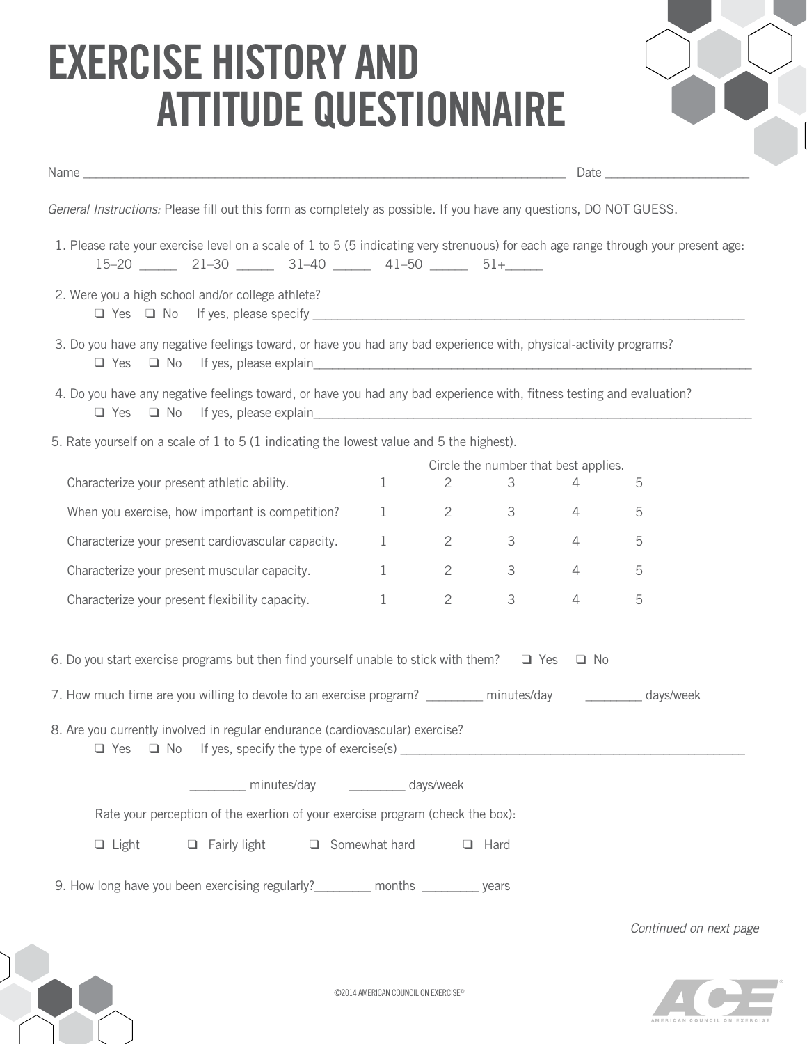# EXERCISE HISTORY AND ATTITUDE QUESTIONNAIRE

Name ______________________________________________ Date ____________________

*General Instructions:* Please fill out this form as completely as possible. If you have any questions, DO NOT GUESS.

1. Please rate your exercise level on a scale of 1 to 5 (5 indicating very strenuous) for each age range through your present age:
   15–20 _____ 21–30 _____ 31–40 _____ 41–50 _____ 51+_____

2. Were you a high school and/or college athlete?
   ❑ Yes ❑ No If yes, please specify ____________________________________________

3. Do you have any negative feelings toward, or have you had any bad experience with, physical-activity programs?
   ❑ Yes ❑ No If yes, please explain____________________________________________

4. Do you have any negative feelings toward, or have you had any bad experience with, fitness testing and evaluation?
   ❑ Yes ❑ No If yes, please explain____________________________________________

5. Rate yourself on a scale of 1 to 5 (1 indicating the lowest value and 5 the highest).

| | Circle the number that best applies. | | | | |
|---|---|---|---|---|---|
| Characterize your present athletic ability. | 1 | 2 | 3 | 4 | 5 |
| When you exercise, how important is competition? | 1 | 2 | 3 | 4 | 5 |
| Characterize your present cardiovascular capacity. | 1 | 2 | 3 | 4 | 5 |
| Characterize your present muscular capacity. | 1 | 2 | 3 | 4 | 5 |
| Characterize your present flexibility capacity. | 1 | 2 | 3 | 4 | 5 |

6. Do you start exercise programs but then find yourself unable to stick with them? ❑ Yes ❑ No

7. How much time are you willing to devote to an exercise program? ________ minutes/day ________ days/week

8. Are you currently involved in regular endurance (cardiovascular) exercise?
   ❑ Yes ❑ No If yes, specify the type of exercise(s) ____________________________________________

   ________ minutes/day ________ days/week

   Rate your perception of the exertion of your exercise program (check the box):

   ❑ Light ❑ Fairly light ❑ Somewhat hard ❑ Hard

9. How long have you been exercising regularly?________ months ________ years

*Continued on next page*

©2014 AMERICAN COUNCIL ON EXERCISE®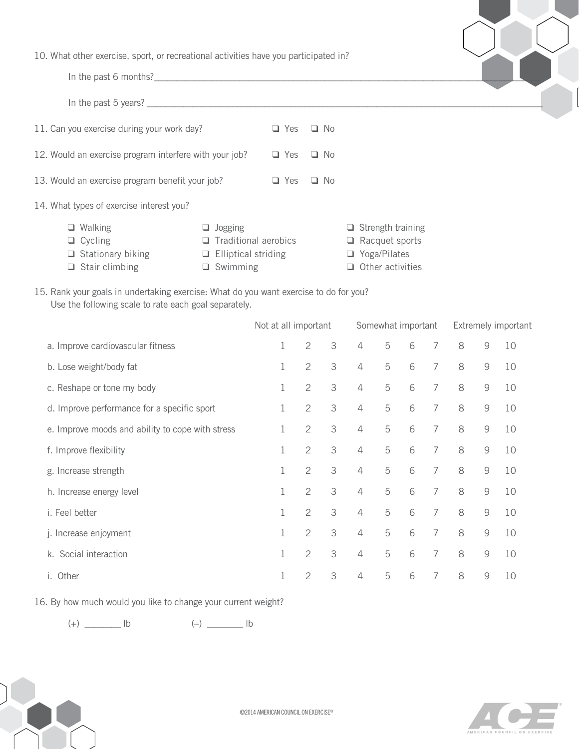10. What other exercise, sport, or recreational activities have you participated in?

    In the past 6 months?\_\_\_\_\_\_\_\_\_\_\_\_\_\_\_\_\_\_\_\_\_\_\_\_\_\_\_\_\_\_\_\_\_\_\_\_\_\_\_\_\_\_\_\_\_\_\_\_\_\_

    In the past 5 years? \_\_\_\_\_\_\_\_\_\_\_\_\_\_\_\_\_\_\_\_\_\_\_\_\_\_\_\_\_\_\_\_\_\_\_\_\_\_\_\_\_\_\_\_\_\_\_\_\_\_

11. Can you exercise during your work day? ❑ Yes ❑ No

12. Would an exercise program interfere with your job? ❑ Yes ❑ No

13. Would an exercise program benefit your job? ❑ Yes ❑ No

14. What types of exercise interest you?

    ❑ Walking
    ❑ Cycling
    ❑ Stationary biking
    ❑ Stair climbing
    ❑ Jogging
    ❑ Traditional aerobics
    ❑ Elliptical striding
    ❑ Swimming
    ❑ Strength training
    ❑ Racquet sports
    ❑ Yoga/Pilates
    ❑ Other activities

15. Rank your goals in undertaking exercise: What do you want exercise to do for you?
    Use the following scale to rate each goal separately.

| | Not at all important | | | Somewhat important | | | | Extremely important | | |
|---|---|---|---|---|---|---|---|---|---|---|
| a. Improve cardiovascular fitness | 1 | 2 | 3 | 4 | 5 | 6 | 7 | 8 | 9 | 10 |
| b. Lose weight/body fat | 1 | 2 | 3 | 4 | 5 | 6 | 7 | 8 | 9 | 10 |
| c. Reshape or tone my body | 1 | 2 | 3 | 4 | 5 | 6 | 7 | 8 | 9 | 10 |
| d. Improve performance for a specific sport | 1 | 2 | 3 | 4 | 5 | 6 | 7 | 8 | 9 | 10 |
| e. Improve moods and ability to cope with stress | 1 | 2 | 3 | 4 | 5 | 6 | 7 | 8 | 9 | 10 |
| f. Improve flexibility | 1 | 2 | 3 | 4 | 5 | 6 | 7 | 8 | 9 | 10 |
| g. Increase strength | 1 | 2 | 3 | 4 | 5 | 6 | 7 | 8 | 9 | 10 |
| h. Increase energy level | 1 | 2 | 3 | 4 | 5 | 6 | 7 | 8 | 9 | 10 |
| i. Feel better | 1 | 2 | 3 | 4 | 5 | 6 | 7 | 8 | 9 | 10 |
| j. Increase enjoyment | 1 | 2 | 3 | 4 | 5 | 6 | 7 | 8 | 9 | 10 |
| k. Social interaction | 1 | 2 | 3 | 4 | 5 | 6 | 7 | 8 | 9 | 10 |
| i. Other | 1 | 2 | 3 | 4 | 5 | 6 | 7 | 8 | 9 | 10 |

16. By how much would you like to change your current weight?

    (+) \_\_\_\_\_\_\_ lb (–) \_\_\_\_\_\_\_ lb

©2014 AMERICAN COUNCIL ON EXERCISE®